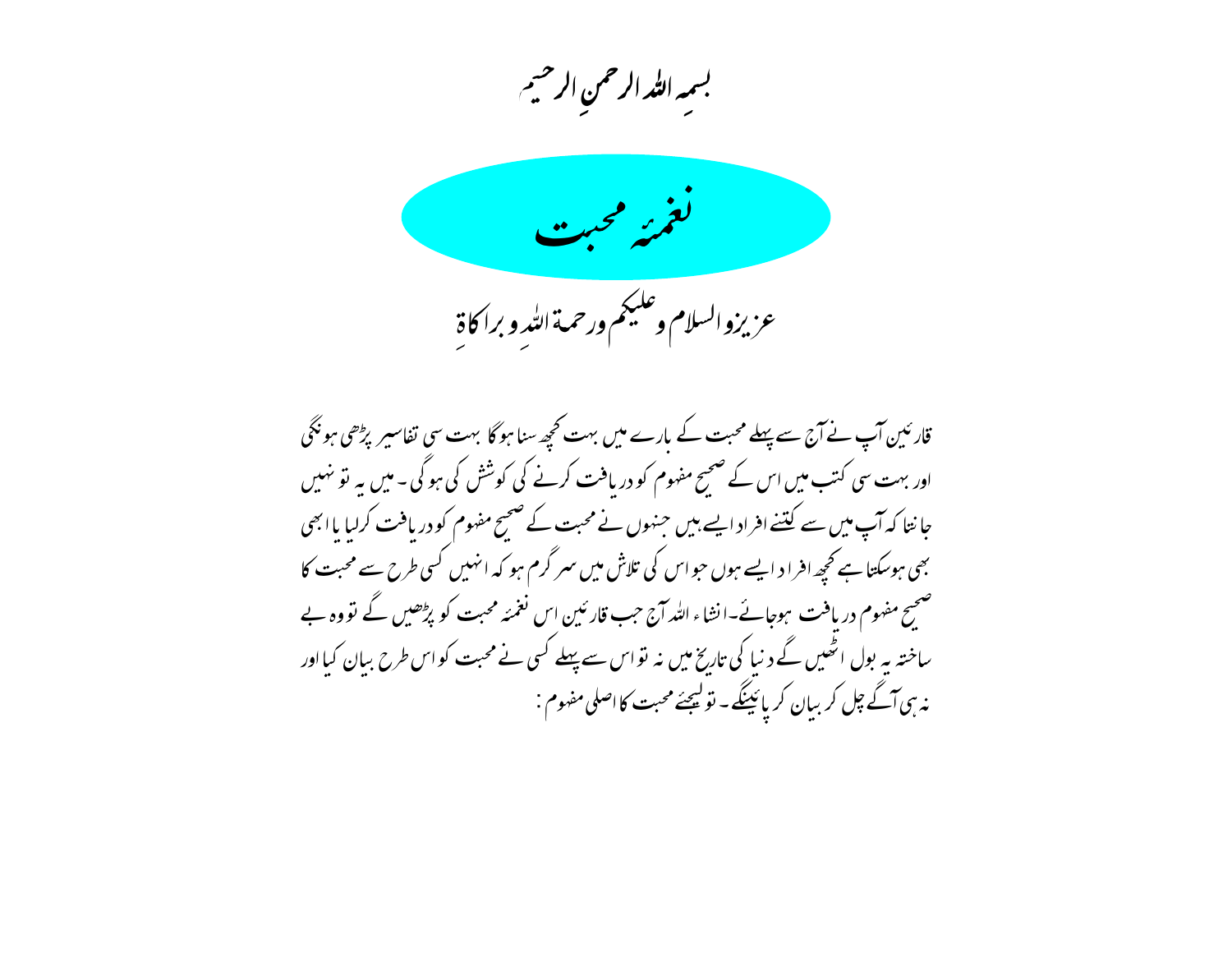بسمِ اللہ الرحمنِ الرحیم

# نغمئہ محبت

عزیزو السلام و علیکم ورحمۃ اللہِ و براکاۃِ

قارئین آپ نے آج سے پہلے محبت کے بارے میں بہت کچھ سنا ہوگا بہت سی تفاسیر پڑھی ہونگی اور بہت سی کتب میں اس کے صحیح مفہوم کو دریافت کرنے کی کوشش کی ہوگی۔ میں یہ تو نہیں جانتا کہ آپ میں سے کتنے افراد ایسے ہیں جنہوں نے محبت کے صحیح مفہوم کو دریافت کرلیا یا ابھی بھی ہوسکتا ہے کچھ افراد ایسے ہوں جو اس کی تلاش میں سر گرم ہو کہ انہیں کسی طرح سے محبت کا صحیح مفہوم دریافت ہوجائے۔انشاء اللہ آج جب قارئین اس نغمئہ محبت کو پڑھیں گے تو وہ بے ساختہ یہ بول اٹھیں گے دنیا کی تاریخ میں نہ تو اس سے پہلے کسی نے محبت کو اس طرح بیان کیا اور نہ ہی آگے چل کر بیان کر پائینگے۔ تو لیجئے محبت کا اصلی مفہوم :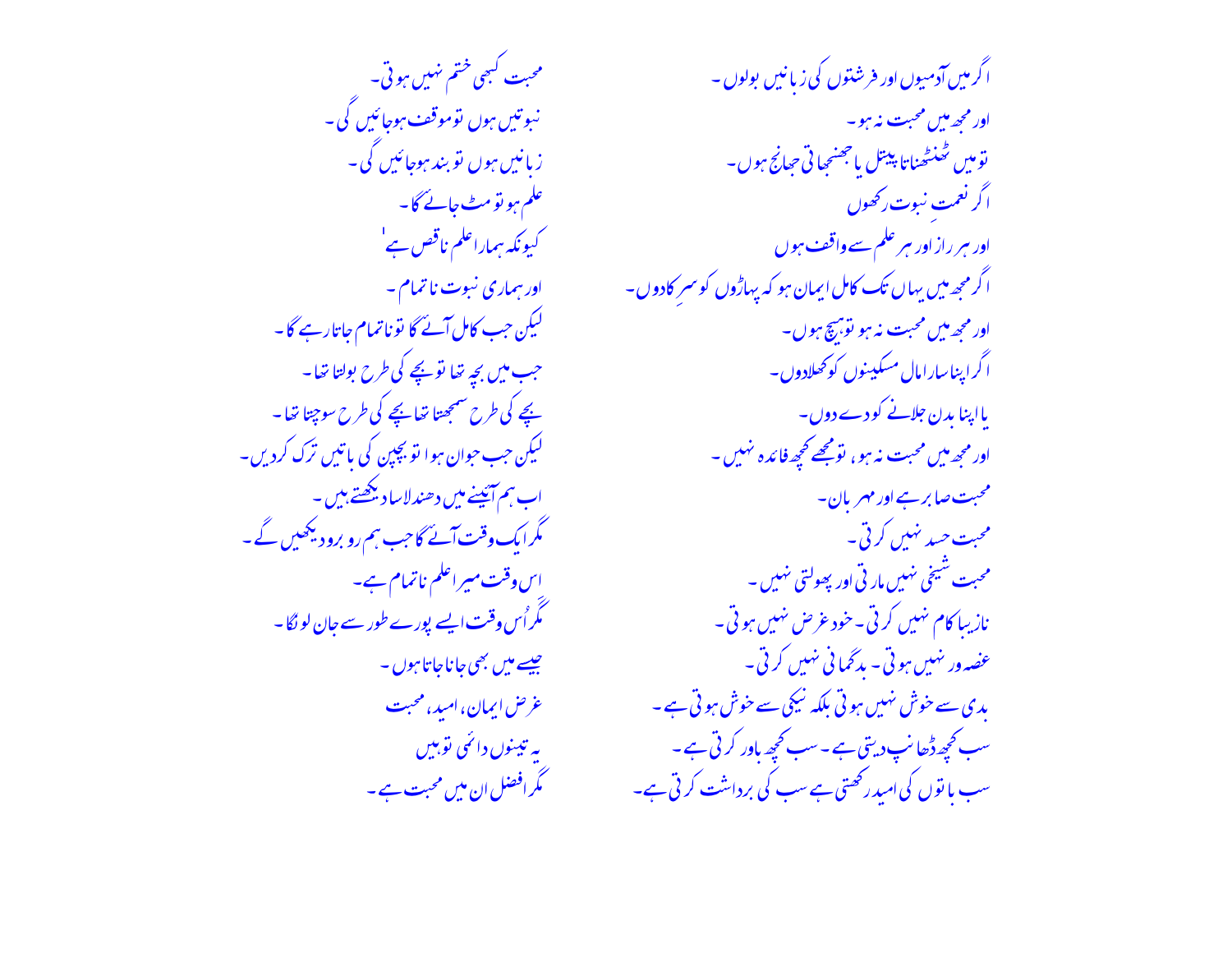اگر میں آدمیوں اور فرشتوں کی زبانیں بولوں ۔
اور مجھ میں محبت نہ ہو ۔
تو میں ٹھنٹھناتا پیتل یا جھنجھاتی جھانج ہوں ۔
اگر نعمتِ نبوت رکھوں
اور ہر راز اور ہر علم سے واقف ہوں
اگر مجھ میں یہاں تک کامل ایمان ہو کہ پہاڑوں کو سرِ کادوں ۔
اور مجھ میں محبت نہ ہو تو ہیچ ہوں ۔
اگر اپنا سارا مال مسکینوں کو کھلادوں ۔
یا اپنا بدن جلانے کو دے دوں ۔
اور مجھ میں محبت نہ ہو ، تو مجھے کچھ فائدہ نہیں ۔
محبت صابر ہے اور مہربان ۔
محبت حسد نہیں کرتی ۔
محبت شیخی نہیں مارتی اور پھولتی نہیں ۔
نازیبا کام نہیں کرتی ۔ خود غرض نہیں ہوتی ۔
غصہ ور نہیں ہوتی ۔ بدگمانی نہیں کرتی ۔
بدی سے خوش نہیں ہوتی بلکہ نیکی سے خوش ہوتی ہے ۔
سب کچھ ڈھانپ دیتی ہے ۔ سب کچھ باور کرتی ہے ۔
سب باتوں کی امید رکھتی ہے سب کی برداشت کرتی ہے ۔

محبت کبھی ختم نہیں ہوتی ۔
نبوتیں ہوں تو موقف ہوجائیں گی ۔
زبانیں ہوں تو بند ہوجائیں گی ۔
علم ہو تو مٹ جائے گا ۔
کیونکہ ہمارا علم ناقص ہے
اور ہماری نبوت ناتمام ۔
لیکن جب کامل آئے گا تو ناتمام جاتا رہے گا ۔
جب میں بچہ تھا تو بچے کی طرح بولتا تھا ۔
بچے کی طرح سمجھتا تھا بچے کی طرح سوچتا تھا ۔
لیکن جب جوان ہوا تو بچپن کی باتیں ترک کردیں ۔
اب ہم آئینے میں دھندلا سا دیکھتے ہیں ۔
مگر ایک وقت آئے گا جب ہم رو برو دیکھیں گے ۔
اس وقت میرا علم ناتمام ہے ۔
مگر اُس وقت ایسے پورے طور سے جان لونگا ۔
جیسے میں بھی جانا جاتا ہوں ۔
غرض ایمان، امید، محبت
یہ تینوں دائمی تو ہیں
مگر افضل ان میں محبت ہے ۔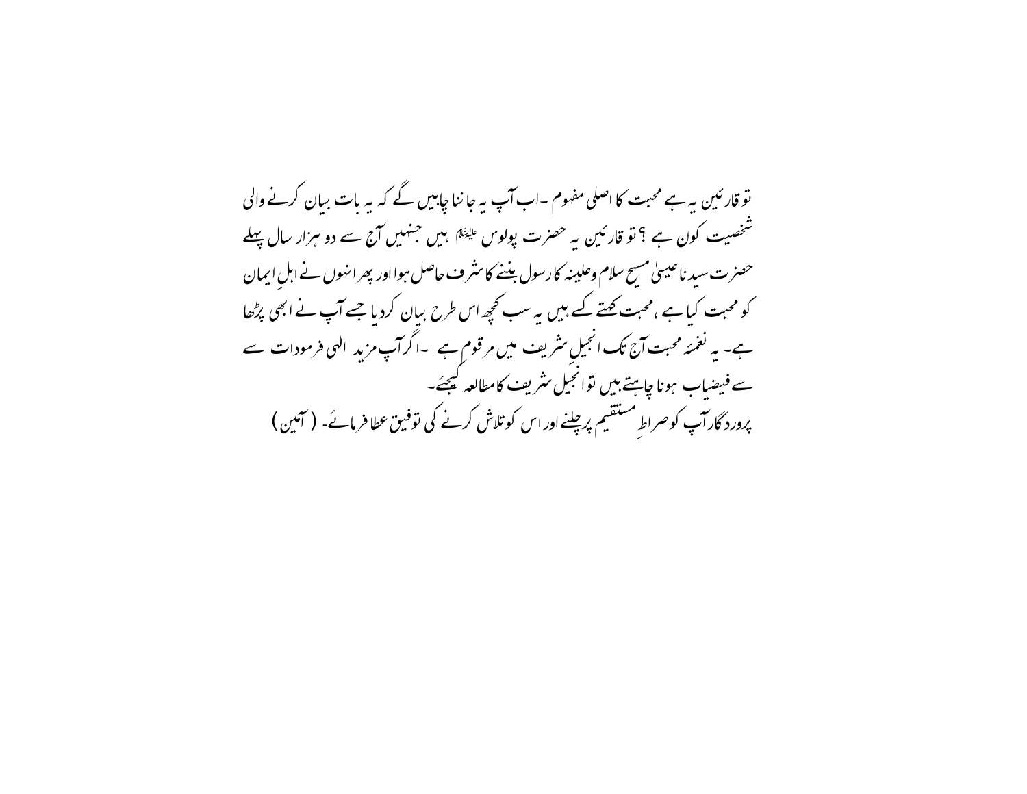تو قارئین یہ ہے محبت کا اصلی مفہوم ۔اب آپ یہ جاننا چاہیں گے کہ یہ بات بیان کرنے والی شخصیت کون ہے ؟ تو قارئین یہ حضرت پولوس علیہ السلام ہیں جنہیں آج سے دو ہزار سال پہلے حضرت سیدنا عیسیٰ مسیح سلام وعلیہ کا رسول بننے کا شرف حاصل ہوا اور پھر انہوں نے اہلِ ایمان کو محبت کیا ہے ، محبت کہتے کسے ہیں یہ سب کچھ اس طرح بیان کردیا جسے آپ نے ابھی پڑھا ہے۔ یہ نغمۂ محبت آج تک انجیلِ شریف میں مرقوم ہے ۔اگر آپ مزید الہی فرمودات سے سے فیضیاب ہونا چاہتے ہیں تو انجیل شریف کا مطالعہ کیجئے۔

پروردگار آپ کو صراطِ مستقیم پر چلنے اور اس کو تلاش کرنے کی توفیق عطا فرمائے۔ ( آمین )